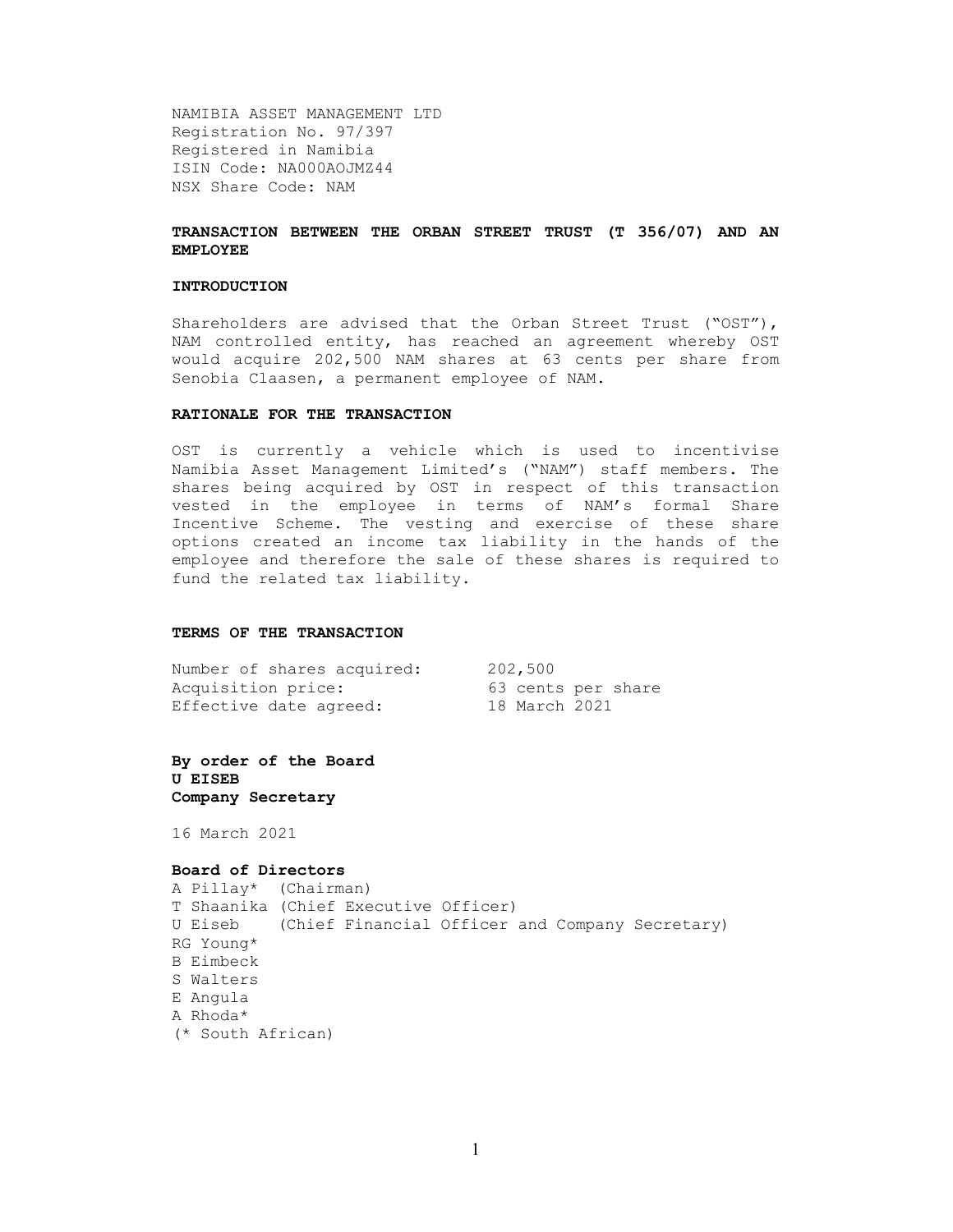NAMIBIA ASSET MANAGEMENT LTD
Registration No. 97/397
Registered in Namibia
ISIN Code: NA000AOJMZ44
NSX Share Code: NAM

## TRANSACTION BETWEEN THE ORBAN STREET TRUST (T 356/07) AND AN EMPLOYEE

### INTRODUCTION

Shareholders are advised that the Orban Street Trust ("OST"), NAM controlled entity, has reached an agreement whereby OST would acquire 202,500 NAM shares at 63 cents per share from Senobia Claasen, a permanent employee of NAM.

### RATIONALE FOR THE TRANSACTION

OST is currently a vehicle which is used to incentivise Namibia Asset Management Limited's ("NAM") staff members. The shares being acquired by OST in respect of this transaction vested in the employee in terms of NAM's formal Share Incentive Scheme. The vesting and exercise of these share options created an income tax liability in the hands of the employee and therefore the sale of these shares is required to fund the related tax liability.

### TERMS OF THE TRANSACTION

| | |
|---|---|
| Number of shares acquired: | 202,500 |
| Acquisition price: | 63 cents per share |
| Effective date agreed: | 18 March 2021 |

**By order of the Board**
**U EISEB**
**Company Secretary**

16 March 2021

**Board of Directors**
A Pillay* (Chairman)
T Shaanika (Chief Executive Officer)
U Eiseb (Chief Financial Officer and Company Secretary)
RG Young*
B Eimbeck
S Walters
E Angula
A Rhoda*
(* South African)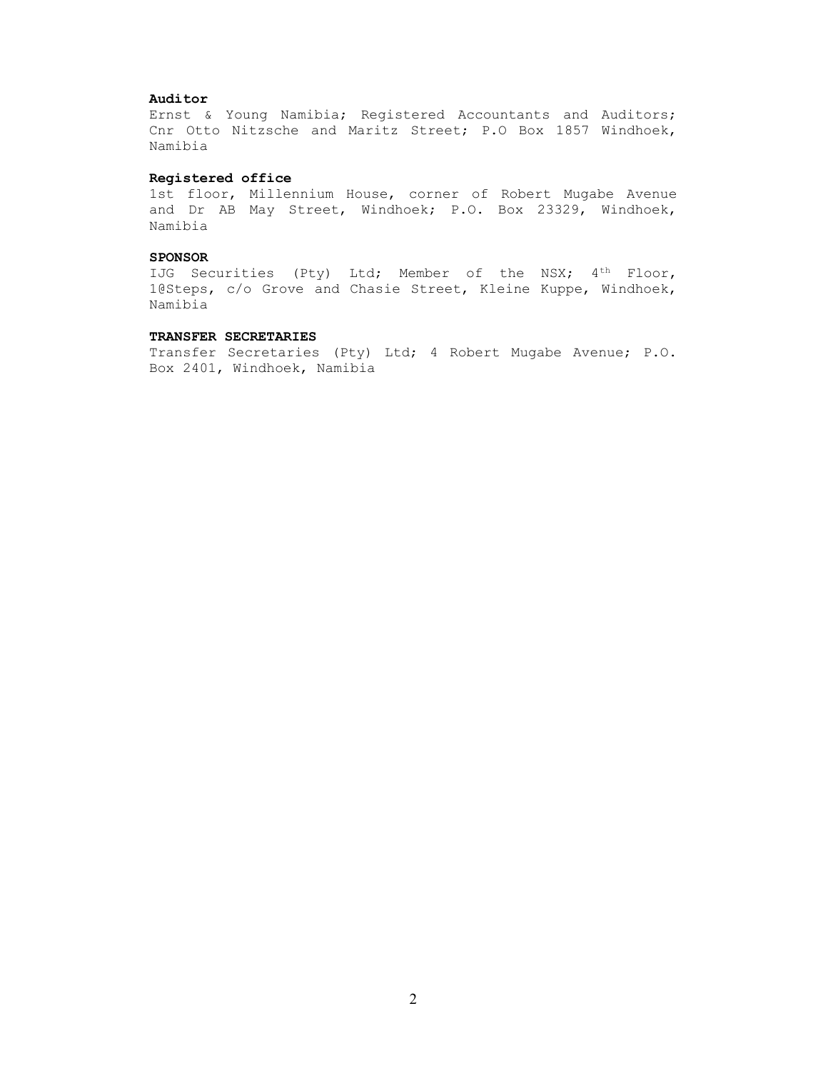**Auditor**

Ernst & Young Namibia; Registered Accountants and Auditors; Cnr Otto Nitzsche and Maritz Street; P.O Box 1857 Windhoek, Namibia

**Registered office**

1st floor, Millennium House, corner of Robert Mugabe Avenue and Dr AB May Street, Windhoek; P.O. Box 23329, Windhoek, Namibia

**SPONSOR**

IJG Securities (Pty) Ltd; Member of the NSX; 4th Floor, 1@Steps, c/o Grove and Chasie Street, Kleine Kuppe, Windhoek, Namibia

**TRANSFER SECRETARIES**

Transfer Secretaries (Pty) Ltd; 4 Robert Mugabe Avenue; P.O. Box 2401, Windhoek, Namibia